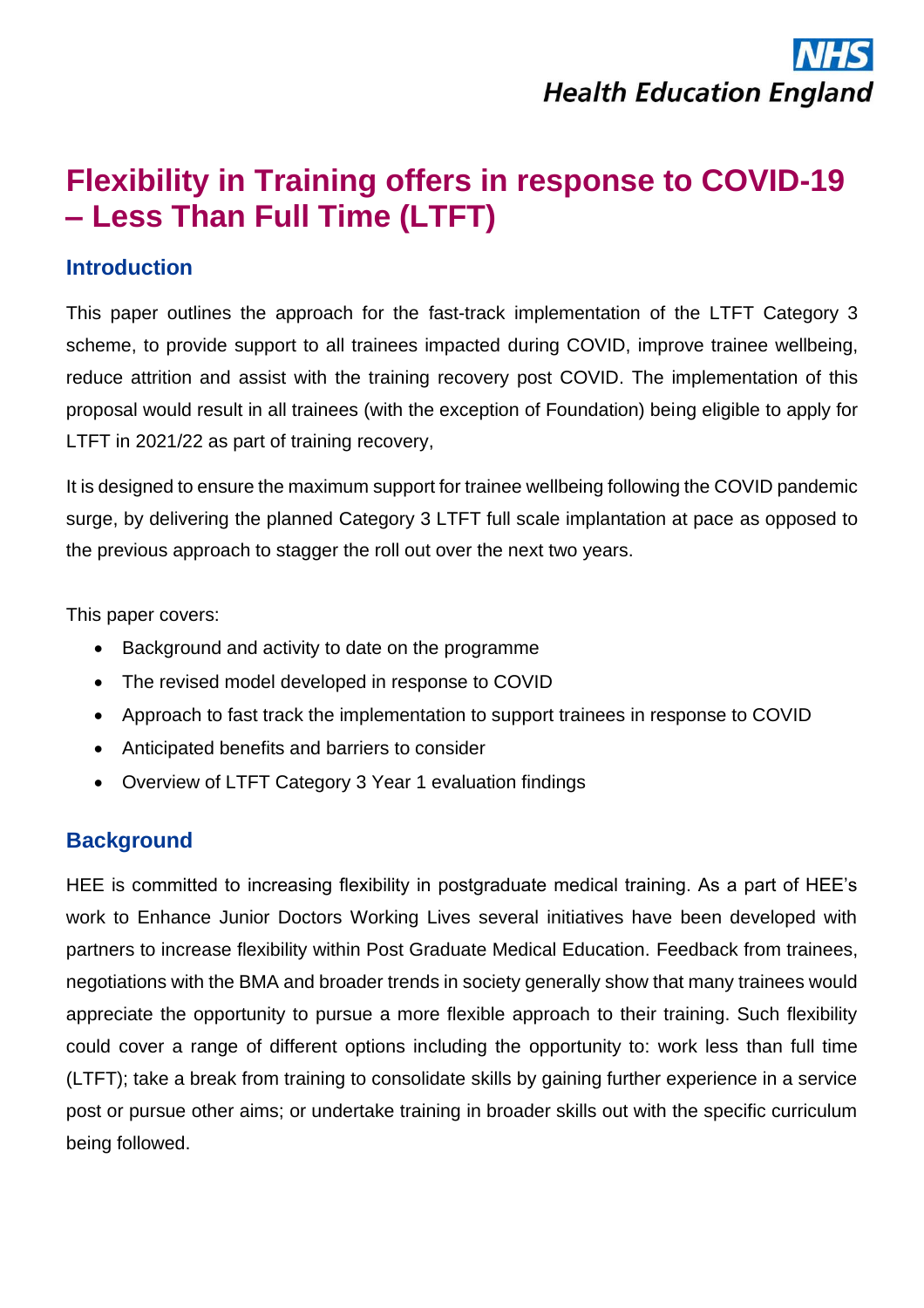# Flexibility in Training offers in response to COVID-19 – Less Than Full Time (LTFT)

## Introduction

This paper outlines the approach for the fast-track implementation of the LTFT Category 3 scheme, to provide support to all trainees impacted during COVID, improve trainee wellbeing, reduce attrition and assist with the training recovery post COVID. The implementation of this proposal would result in all trainees (with the exception of Foundation) being eligible to apply for LTFT in 2021/22 as part of training recovery,

It is designed to ensure the maximum support for trainee wellbeing following the COVID pandemic surge, by delivering the planned Category 3 LTFT full scale implantation at pace as opposed to the previous approach to stagger the roll out over the next two years.

This paper covers:

- Background and activity to date on the programme
- The revised model developed in response to COVID
- Approach to fast track the implementation to support trainees in response to COVID
- Anticipated benefits and barriers to consider
- Overview of LTFT Category 3 Year 1 evaluation findings

## Background

HEE is committed to increasing flexibility in postgraduate medical training. As a part of HEE's work to Enhance Junior Doctors Working Lives several initiatives have been developed with partners to increase flexibility within Post Graduate Medical Education. Feedback from trainees, negotiations with the BMA and broader trends in society generally show that many trainees would appreciate the opportunity to pursue a more flexible approach to their training. Such flexibility could cover a range of different options including the opportunity to: work less than full time (LTFT); take a break from training to consolidate skills by gaining further experience in a service post or pursue other aims; or undertake training in broader skills out with the specific curriculum being followed.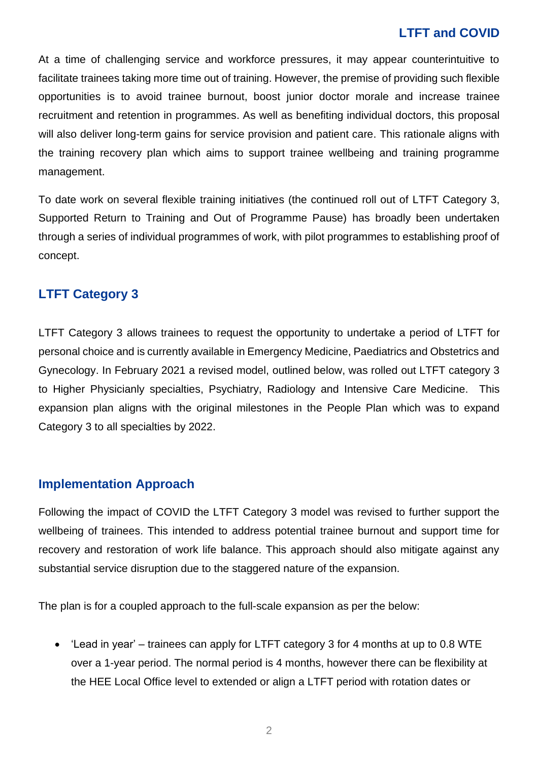## LTFT and COVID

At a time of challenging service and workforce pressures, it may appear counterintuitive to facilitate trainees taking more time out of training. However, the premise of providing such flexible opportunities is to avoid trainee burnout, boost junior doctor morale and increase trainee recruitment and retention in programmes. As well as benefiting individual doctors, this proposal will also deliver long-term gains for service provision and patient care. This rationale aligns with the training recovery plan which aims to support trainee wellbeing and training programme management.

To date work on several flexible training initiatives (the continued roll out of LTFT Category 3, Supported Return to Training and Out of Programme Pause) has broadly been undertaken through a series of individual programmes of work, with pilot programmes to establishing proof of concept.

## LTFT Category 3

LTFT Category 3 allows trainees to request the opportunity to undertake a period of LTFT for personal choice and is currently available in Emergency Medicine, Paediatrics and Obstetrics and Gynecology. In February 2021 a revised model, outlined below, was rolled out LTFT category 3 to Higher Physicianly specialties, Psychiatry, Radiology and Intensive Care Medicine. This expansion plan aligns with the original milestones in the People Plan which was to expand Category 3 to all specialties by 2022.

## Implementation Approach

Following the impact of COVID the LTFT Category 3 model was revised to further support the wellbeing of trainees. This intended to address potential trainee burnout and support time for recovery and restoration of work life balance. This approach should also mitigate against any substantial service disruption due to the staggered nature of the expansion.

The plan is for a coupled approach to the full-scale expansion as per the below:

- 'Lead in year' – trainees can apply for LTFT category 3 for 4 months at up to 0.8 WTE over a 1-year period. The normal period is 4 months, however there can be flexibility at the HEE Local Office level to extended or align a LTFT period with rotation dates or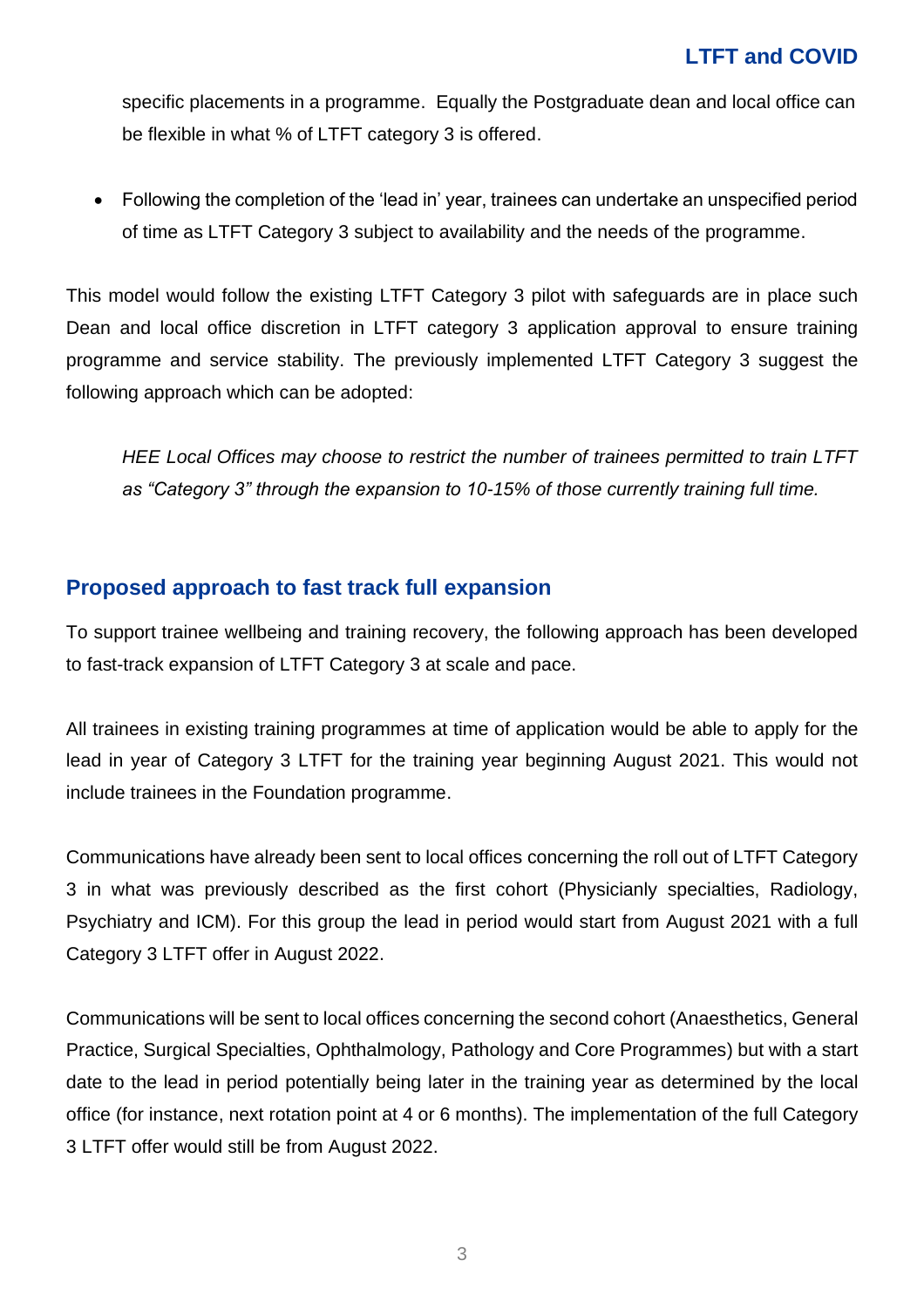specific placements in a programme. Equally the Postgraduate dean and local office can be flexible in what % of LTFT category 3 is offered.

- Following the completion of the 'lead in' year, trainees can undertake an unspecified period of time as LTFT Category 3 subject to availability and the needs of the programme.

This model would follow the existing LTFT Category 3 pilot with safeguards are in place such Dean and local office discretion in LTFT category 3 application approval to ensure training programme and service stability. The previously implemented LTFT Category 3 suggest the following approach which can be adopted:

> *HEE Local Offices may choose to restrict the number of trainees permitted to train LTFT as "Category 3" through the expansion to 10-15% of those currently training full time.*

## Proposed approach to fast track full expansion

To support trainee wellbeing and training recovery, the following approach has been developed to fast-track expansion of LTFT Category 3 at scale and pace.

All trainees in existing training programmes at time of application would be able to apply for the lead in year of Category 3 LTFT for the training year beginning August 2021. This would not include trainees in the Foundation programme.

Communications have already been sent to local offices concerning the roll out of LTFT Category 3 in what was previously described as the first cohort (Physicianly specialties, Radiology, Psychiatry and ICM). For this group the lead in period would start from August 2021 with a full Category 3 LTFT offer in August 2022.

Communications will be sent to local offices concerning the second cohort (Anaesthetics, General Practice, Surgical Specialties, Ophthalmology, Pathology and Core Programmes) but with a start date to the lead in period potentially being later in the training year as determined by the local office (for instance, next rotation point at 4 or 6 months). The implementation of the full Category 3 LTFT offer would still be from August 2022.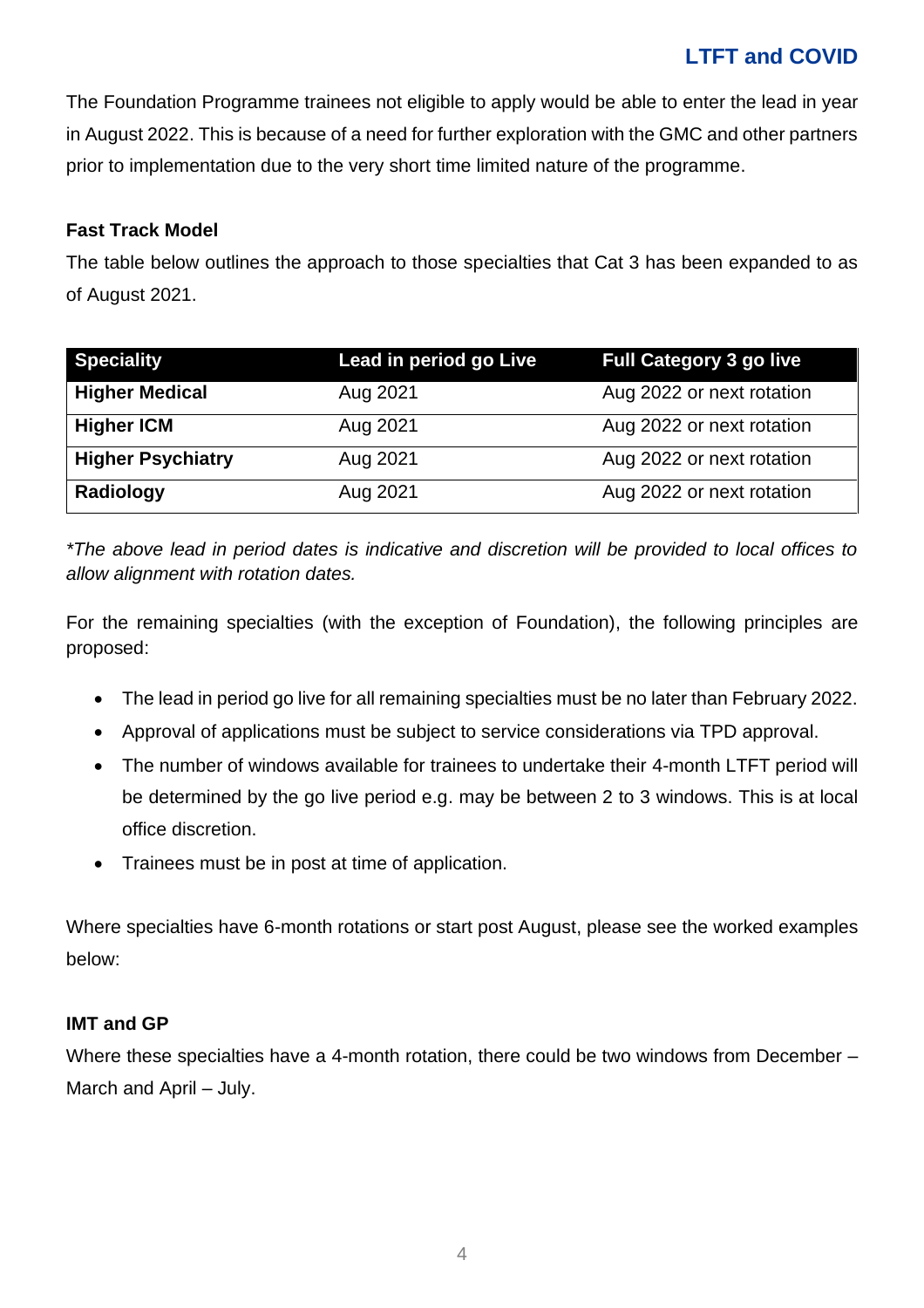The Foundation Programme trainees not eligible to apply would be able to enter the lead in year in August 2022. This is because of a need for further exploration with the GMC and other partners prior to implementation due to the very short time limited nature of the programme.

**Fast Track Model**

The table below outlines the approach to those specialties that Cat 3 has been expanded to as of August 2021.

| Speciality | Lead in period go Live | Full Category 3 go live |
|---|---|---|
| **Higher Medical** | Aug 2021 | Aug 2022 or next rotation |
| **Higher ICM** | Aug 2021 | Aug 2022 or next rotation |
| **Higher Psychiatry** | Aug 2021 | Aug 2022 or next rotation |
| **Radiology** | Aug 2021 | Aug 2022 or next rotation |

**The above lead in period dates is indicative and discretion will be provided to local offices to allow alignment with rotation dates.*

For the remaining specialties (with the exception of Foundation), the following principles are proposed:

- The lead in period go live for all remaining specialties must be no later than February 2022.
- Approval of applications must be subject to service considerations via TPD approval.
- The number of windows available for trainees to undertake their 4-month LTFT period will be determined by the go live period e.g. may be between 2 to 3 windows. This is at local office discretion.
- Trainees must be in post at time of application.

Where specialties have 6-month rotations or start post August, please see the worked examples below:

**IMT and GP**

Where these specialties have a 4-month rotation, there could be two windows from December – March and April – July.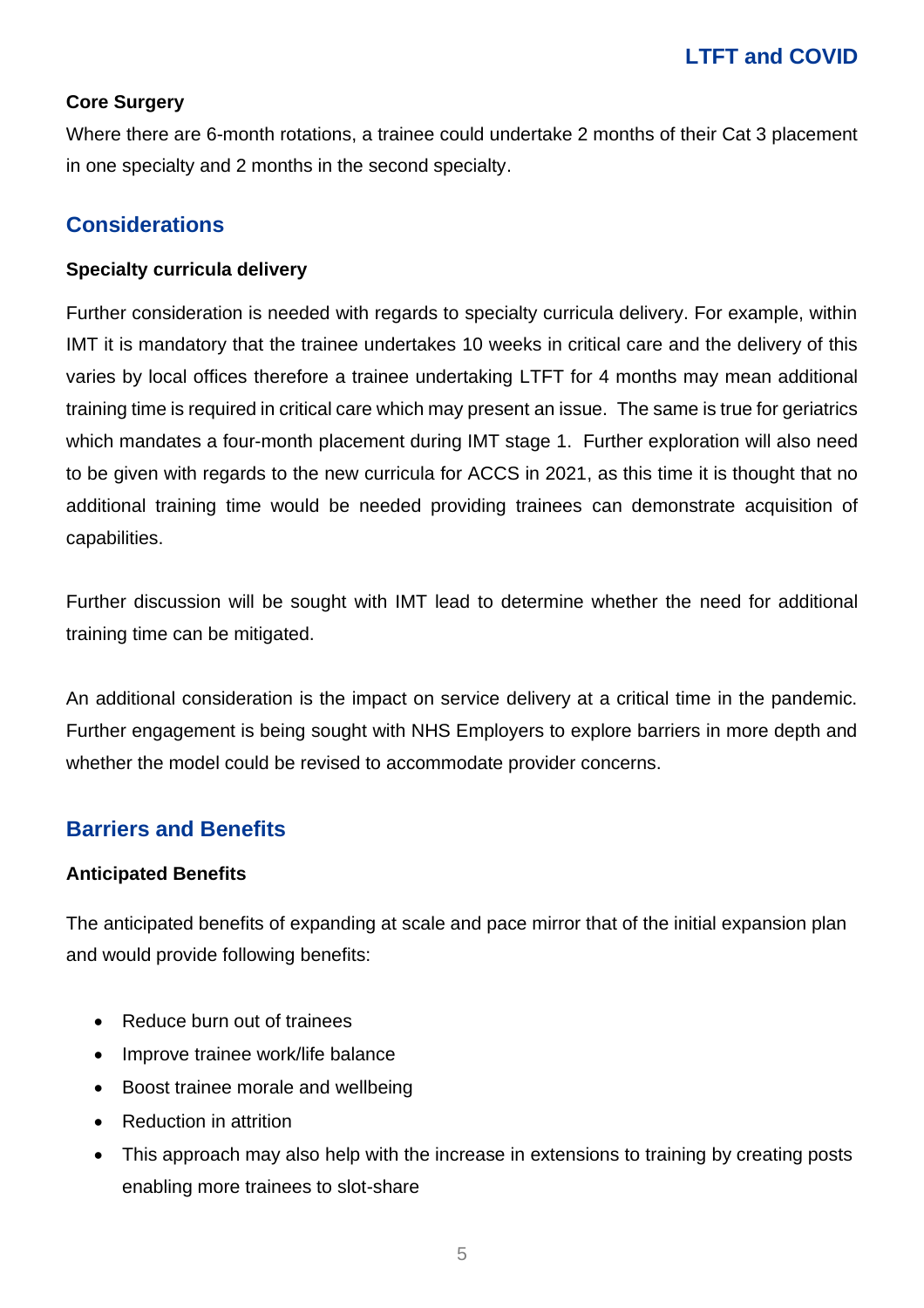**Core Surgery**

Where there are 6-month rotations, a trainee could undertake 2 months of their Cat 3 placement in one specialty and 2 months in the second specialty.

## Considerations

**Specialty curricula delivery**

Further consideration is needed with regards to specialty curricula delivery. For example, within IMT it is mandatory that the trainee undertakes 10 weeks in critical care and the delivery of this varies by local offices therefore a trainee undertaking LTFT for 4 months may mean additional training time is required in critical care which may present an issue. The same is true for geriatrics which mandates a four-month placement during IMT stage 1. Further exploration will also need to be given with regards to the new curricula for ACCS in 2021, as this time it is thought that no additional training time would be needed providing trainees can demonstrate acquisition of capabilities.

Further discussion will be sought with IMT lead to determine whether the need for additional training time can be mitigated.

An additional consideration is the impact on service delivery at a critical time in the pandemic. Further engagement is being sought with NHS Employers to explore barriers in more depth and whether the model could be revised to accommodate provider concerns.

## Barriers and Benefits

**Anticipated Benefits**

The anticipated benefits of expanding at scale and pace mirror that of the initial expansion plan and would provide following benefits:

- Reduce burn out of trainees
- Improve trainee work/life balance
- Boost trainee morale and wellbeing
- Reduction in attrition
- This approach may also help with the increase in extensions to training by creating posts enabling more trainees to slot-share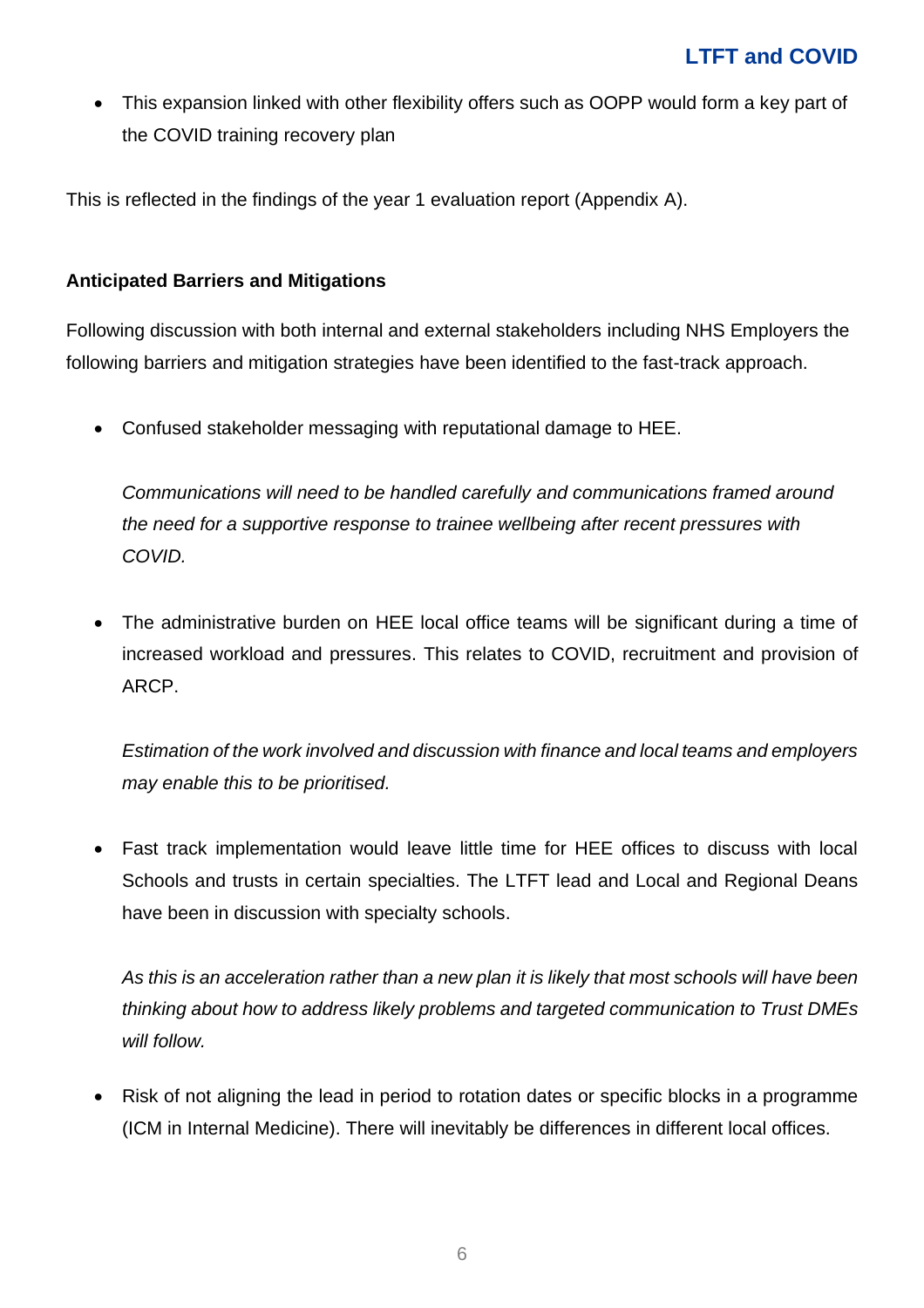- This expansion linked with other flexibility offers such as OOPP would form a key part of the COVID training recovery plan

This is reflected in the findings of the year 1 evaluation report (Appendix A).

**Anticipated Barriers and Mitigations**

Following discussion with both internal and external stakeholders including NHS Employers the following barriers and mitigation strategies have been identified to the fast-track approach.

- Confused stakeholder messaging with reputational damage to HEE.

  *Communications will need to be handled carefully and communications framed around the need for a supportive response to trainee wellbeing after recent pressures with COVID.*

- The administrative burden on HEE local office teams will be significant during a time of increased workload and pressures. This relates to COVID, recruitment and provision of ARCP.

  *Estimation of the work involved and discussion with finance and local teams and employers may enable this to be prioritised.*

- Fast track implementation would leave little time for HEE offices to discuss with local Schools and trusts in certain specialties. The LTFT lead and Local and Regional Deans have been in discussion with specialty schools.

  *As this is an acceleration rather than a new plan it is likely that most schools will have been thinking about how to address likely problems and targeted communication to Trust DMEs will follow.*

- Risk of not aligning the lead in period to rotation dates or specific blocks in a programme (ICM in Internal Medicine). There will inevitably be differences in different local offices.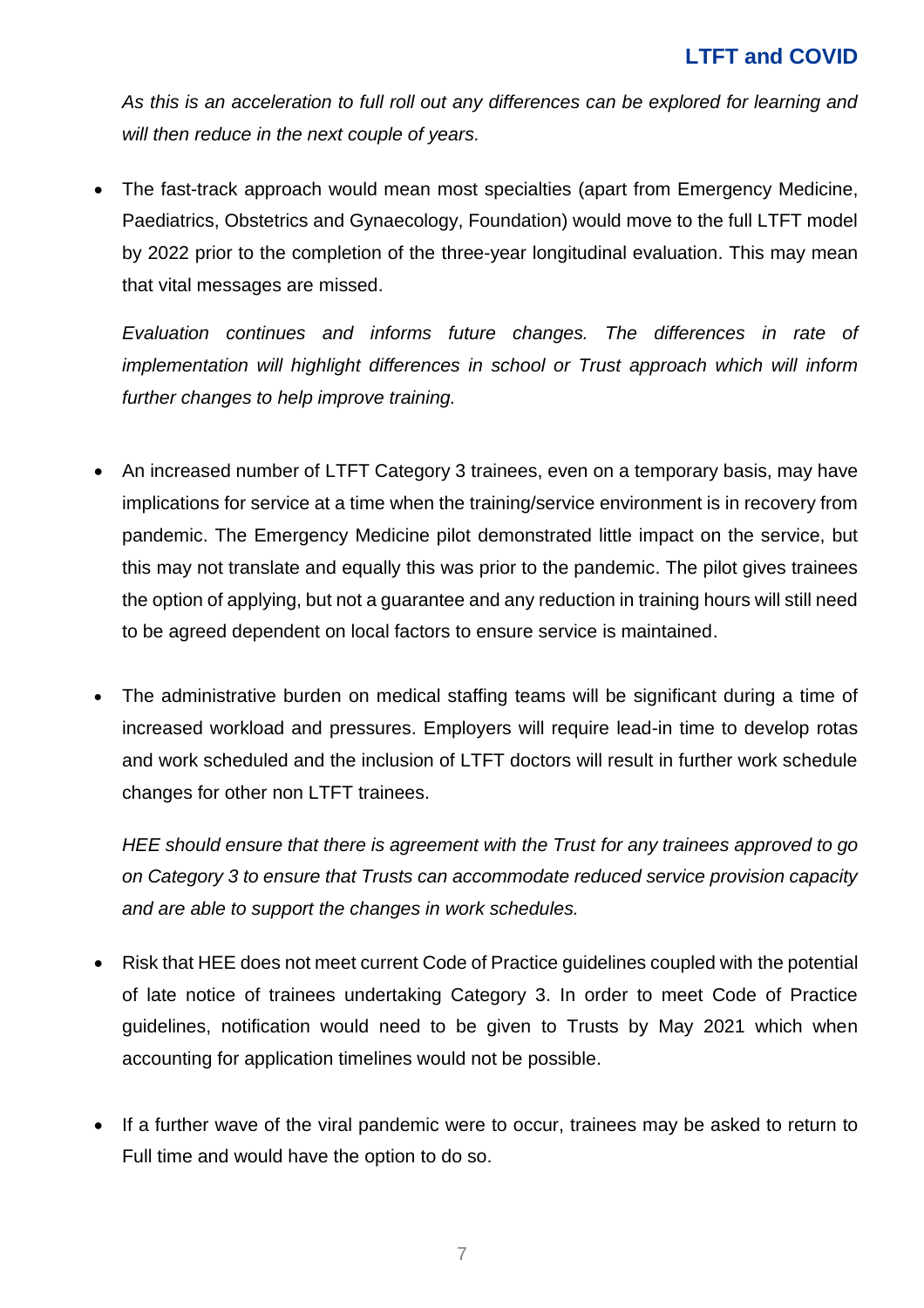*As this is an acceleration to full roll out any differences can be explored for learning and will then reduce in the next couple of years.*

- The fast-track approach would mean most specialties (apart from Emergency Medicine, Paediatrics, Obstetrics and Gynaecology, Foundation) would move to the full LTFT model by 2022 prior to the completion of the three-year longitudinal evaluation. This may mean that vital messages are missed.

  *Evaluation continues and informs future changes. The differences in rate of implementation will highlight differences in school or Trust approach which will inform further changes to help improve training.*

- An increased number of LTFT Category 3 trainees, even on a temporary basis, may have implications for service at a time when the training/service environment is in recovery from pandemic. The Emergency Medicine pilot demonstrated little impact on the service, but this may not translate and equally this was prior to the pandemic. The pilot gives trainees the option of applying, but not a guarantee and any reduction in training hours will still need to be agreed dependent on local factors to ensure service is maintained.

- The administrative burden on medical staffing teams will be significant during a time of increased workload and pressures. Employers will require lead-in time to develop rotas and work scheduled and the inclusion of LTFT doctors will result in further work schedule changes for other non LTFT trainees.

  *HEE should ensure that there is agreement with the Trust for any trainees approved to go on Category 3 to ensure that Trusts can accommodate reduced service provision capacity and are able to support the changes in work schedules.*

- Risk that HEE does not meet current Code of Practice guidelines coupled with the potential of late notice of trainees undertaking Category 3. In order to meet Code of Practice guidelines, notification would need to be given to Trusts by May 2021 which when accounting for application timelines would not be possible.

- If a further wave of the viral pandemic were to occur, trainees may be asked to return to Full time and would have the option to do so.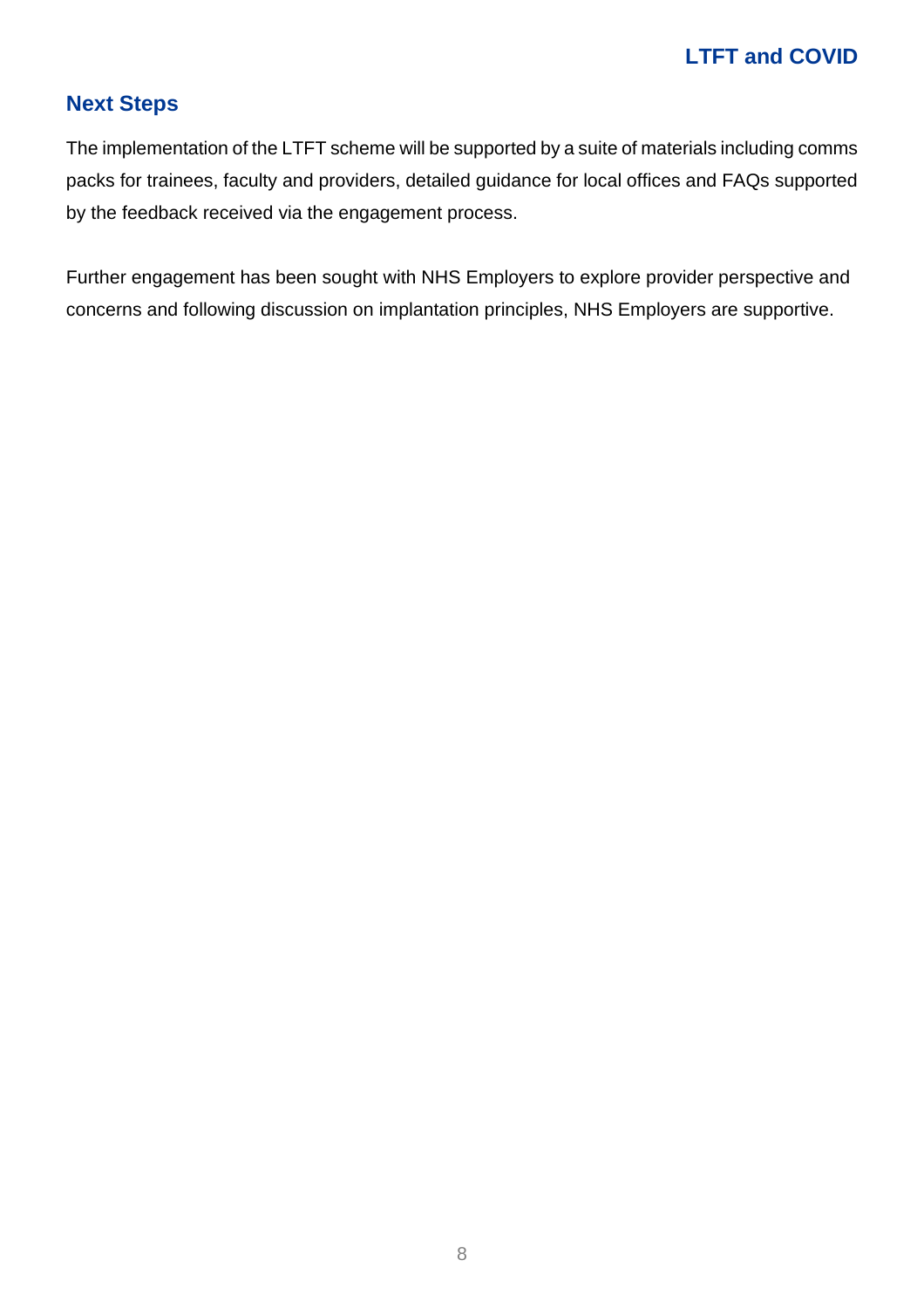## Next Steps

The implementation of the LTFT scheme will be supported by a suite of materials including comms packs for trainees, faculty and providers, detailed guidance for local offices and FAQs supported by the feedback received via the engagement process.

Further engagement has been sought with NHS Employers to explore provider perspective and concerns and following discussion on implantation principles, NHS Employers are supportive.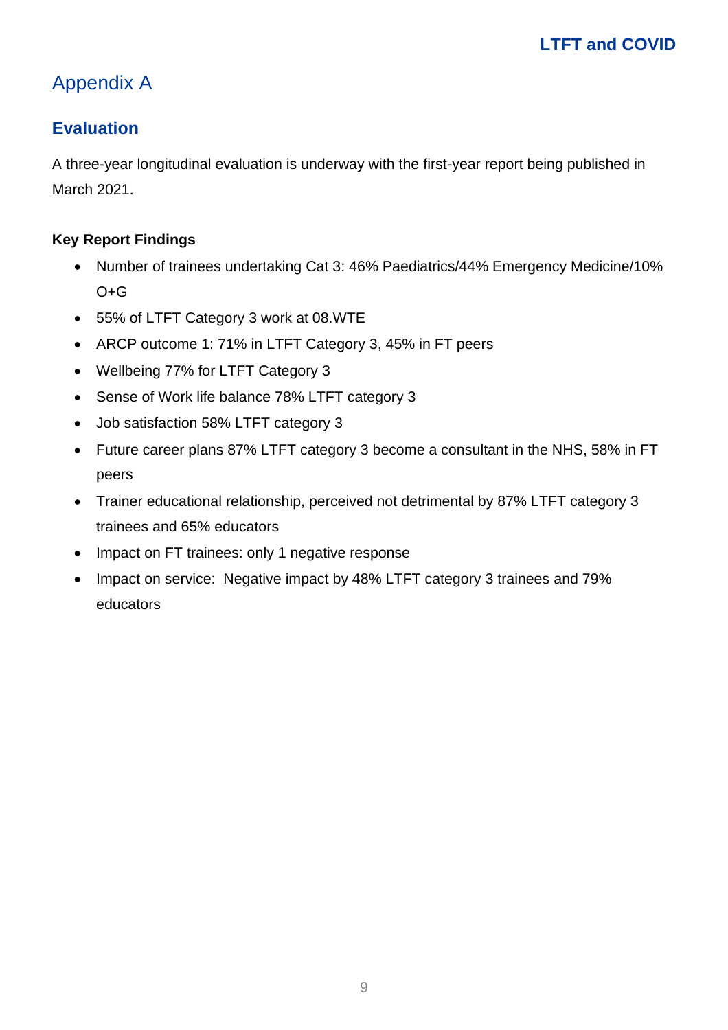# Appendix A

## Evaluation

A three-year longitudinal evaluation is underway with the first-year report being published in March 2021.

**Key Report Findings**

- Number of trainees undertaking Cat 3: 46% Paediatrics/44% Emergency Medicine/10% O+G
- 55% of LTFT Category 3 work at 08.WTE
- ARCP outcome 1: 71% in LTFT Category 3, 45% in FT peers
- Wellbeing 77% for LTFT Category 3
- Sense of Work life balance 78% LTFT category 3
- Job satisfaction 58% LTFT category 3
- Future career plans 87% LTFT category 3 become a consultant in the NHS, 58% in FT peers
- Trainer educational relationship, perceived not detrimental by 87% LTFT category 3 trainees and 65% educators
- Impact on FT trainees: only 1 negative response
- Impact on service: Negative impact by 48% LTFT category 3 trainees and 79% educators